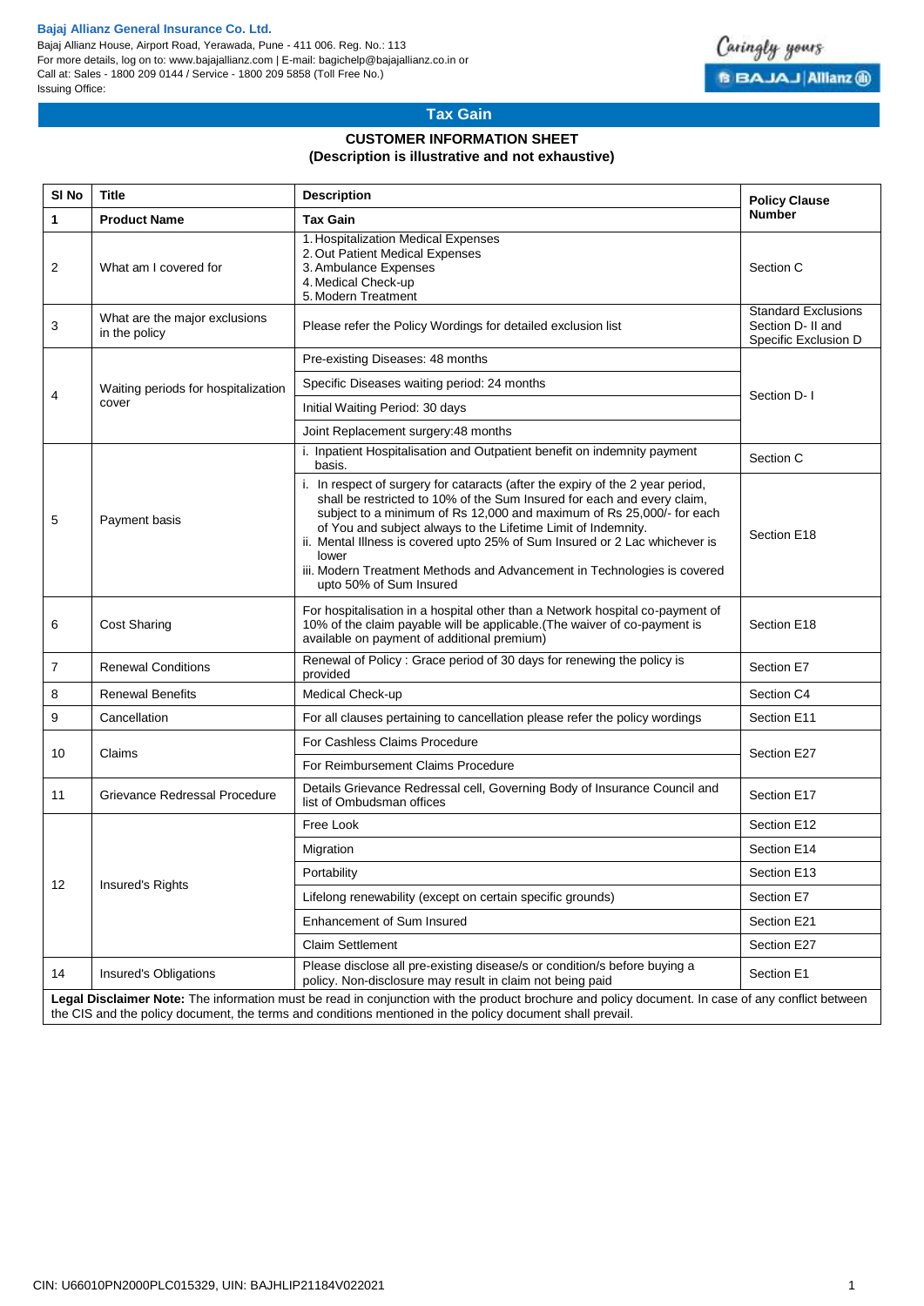**Bajaj Allianz General Insurance Co. Ltd.**
Bajaj Allianz House, Airport Road, Yerawada, Pune - 411 006. Reg. No.: 113
For more details, log on to: www.bajajallianz.com | E-mail: bagichelp@bajajallianz.co.in or
Call at: Sales - 1800 209 0144 / Service - 1800 209 5858 (Toll Free No.)
Issuing Office:

Caringly yours
BAJAJ | Allianz

## Tax Gain

### CUSTOMER INFORMATION SHEET
### (Description is illustrative and not exhaustive)

| Sl No | Title | Description | Policy Clause Number |
|---|---|---|---|
| **1** | **Product Name** | **Tax Gain** | |
| 2 | What am I covered for | 1. Hospitalization Medical Expenses<br>2. Out Patient Medical Expenses<br>3. Ambulance Expenses<br>4. Medical Check-up<br>5. Modern Treatment | Section C |
| 3 | What are the major exclusions in the policy | Please refer the Policy Wordings for detailed exclusion list | Standard Exclusions Section D- II and Specific Exclusion D |
| 4 | Waiting periods for hospitalization cover | Pre-existing Diseases: 48 months | Section D- I |
| | | Specific Diseases waiting period: 24 months | |
| | | Initial Waiting Period: 30 days | |
| | | Joint Replacement surgery:48 months | |
| 5 | Payment basis | i. Inpatient Hospitalisation and Outpatient benefit on indemnity payment basis. | Section C |
| | | i. In respect of surgery for cataracts (after the expiry of the 2 year period, shall be restricted to 10% of the Sum Insured for each and every claim, subject to a minimum of Rs 12,000 and maximum of Rs 25,000/- for each of You and subject always to the Lifetime Limit of Indemnity.<br>ii. Mental Illness is covered upto 25% of Sum Insured or 2 Lac whichever is lower<br>iii. Modern Treatment Methods and Advancement in Technologies is covered upto 50% of Sum Insured | Section E18 |
| 6 | Cost Sharing | For hospitalisation in a hospital other than a Network hospital co-payment of 10% of the claim payable will be applicable.(The waiver of co-payment is available on payment of additional premium) | Section E18 |
| 7 | Renewal Conditions | Renewal of Policy : Grace period of 30 days for renewing the policy is provided | Section E7 |
| 8 | Renewal Benefits | Medical Check-up | Section C4 |
| 9 | Cancellation | For all clauses pertaining to cancellation please refer the policy wordings | Section E11 |
| 10 | Claims | For Cashless Claims Procedure | Section E27 |
| | | For Reimbursement Claims Procedure | |
| 11 | Grievance Redressal Procedure | Details Grievance Redressal cell, Governing Body of Insurance Council and list of Ombudsman offices | Section E17 |
| 12 | Insured's Rights | Free Look | Section E12 |
| | | Migration | Section E14 |
| | | Portability | Section E13 |
| | | Lifelong renewability (except on certain specific grounds) | Section E7 |
| | | Enhancement of Sum Insured | Section E21 |
| | | Claim Settlement | Section E27 |
| 14 | Insured's Obligations | Please disclose all pre-existing disease/s or condition/s before buying a policy. Non-disclosure may result in claim not being paid | Section E1 |

**Legal Disclaimer Note:** The information must be read in conjunction with the product brochure and policy document. In case of any conflict between the CIS and the policy document, the terms and conditions mentioned in the policy document shall prevail.

CIN: U66010PN2000PLC015329, UIN: BAJHLIP21184V022021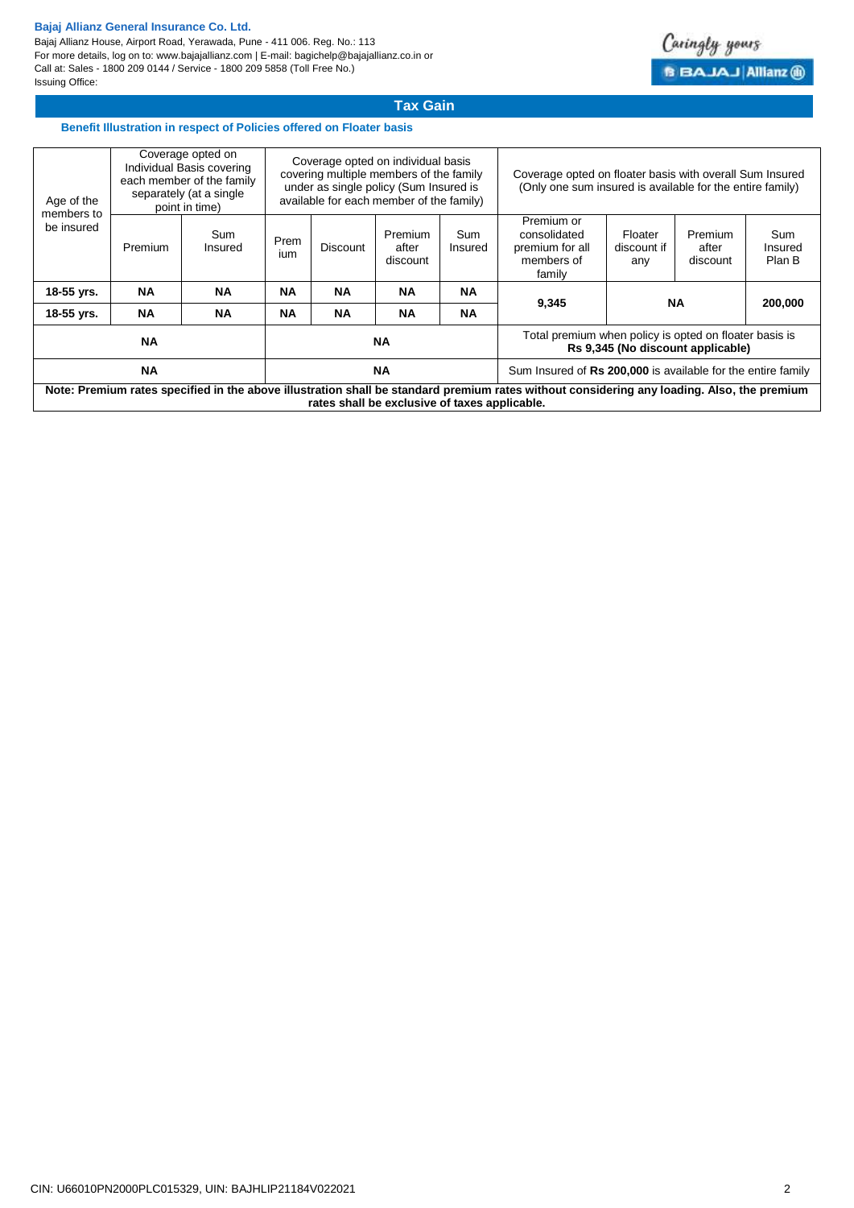**Bajaj Allianz General Insurance Co. Ltd.**
Bajaj Allianz House, Airport Road, Yerawada, Pune - 411 006. Reg. No.: 113
For more details, log on to: www.bajajallianz.com | E-mail: bagichelp@bajajallianz.co.in or
Call at: Sales - 1800 209 0144 / Service - 1800 209 5858 (Toll Free No.)
Issuing Office:

Caringly yours
BAJAJ Allianz

## Tax Gain

### Benefit Illustration in respect of Policies offered on Floater basis

| Age of the members to be insured | Coverage opted on Individual Basis covering each member of the family separately (at a single point in time) | | Coverage opted on individual basis covering multiple members of the family under as single policy (Sum Insured is available for each member of the family) | | | | Coverage opted on floater basis with overall Sum Insured (Only one sum insured is available for the entire family) | | | |
|---|---|---|---|---|---|---|---|---|---|---|
| | Premium | Sum Insured | Premium | Discount | Premium after discount | Sum Insured | Premium or consolidated premium for all members of family | Floater discount if any | Premium after discount | Sum Insured Plan B |
| **18-55 yrs.** | **NA** | **NA** | **NA** | **NA** | **NA** | **NA** | **9,345** | **NA** | | **200,000** |
| **18-55 yrs.** | **NA** | **NA** | **NA** | **NA** | **NA** | **NA** | | | | |
| **NA** | | | **NA** | | | | Total premium when policy is opted on floater basis is **Rs 9,345 (No discount applicable)** | | | |
| **NA** | | | **NA** | | | | Sum Insured of **Rs 200,000** is available for the entire family | | | |

**Note: Premium rates specified in the above illustration shall be standard premium rates without considering any loading. Also, the premium rates shall be exclusive of taxes applicable.**

CIN: U66010PN2000PLC015329, UIN: BAJHLIP21184V022021